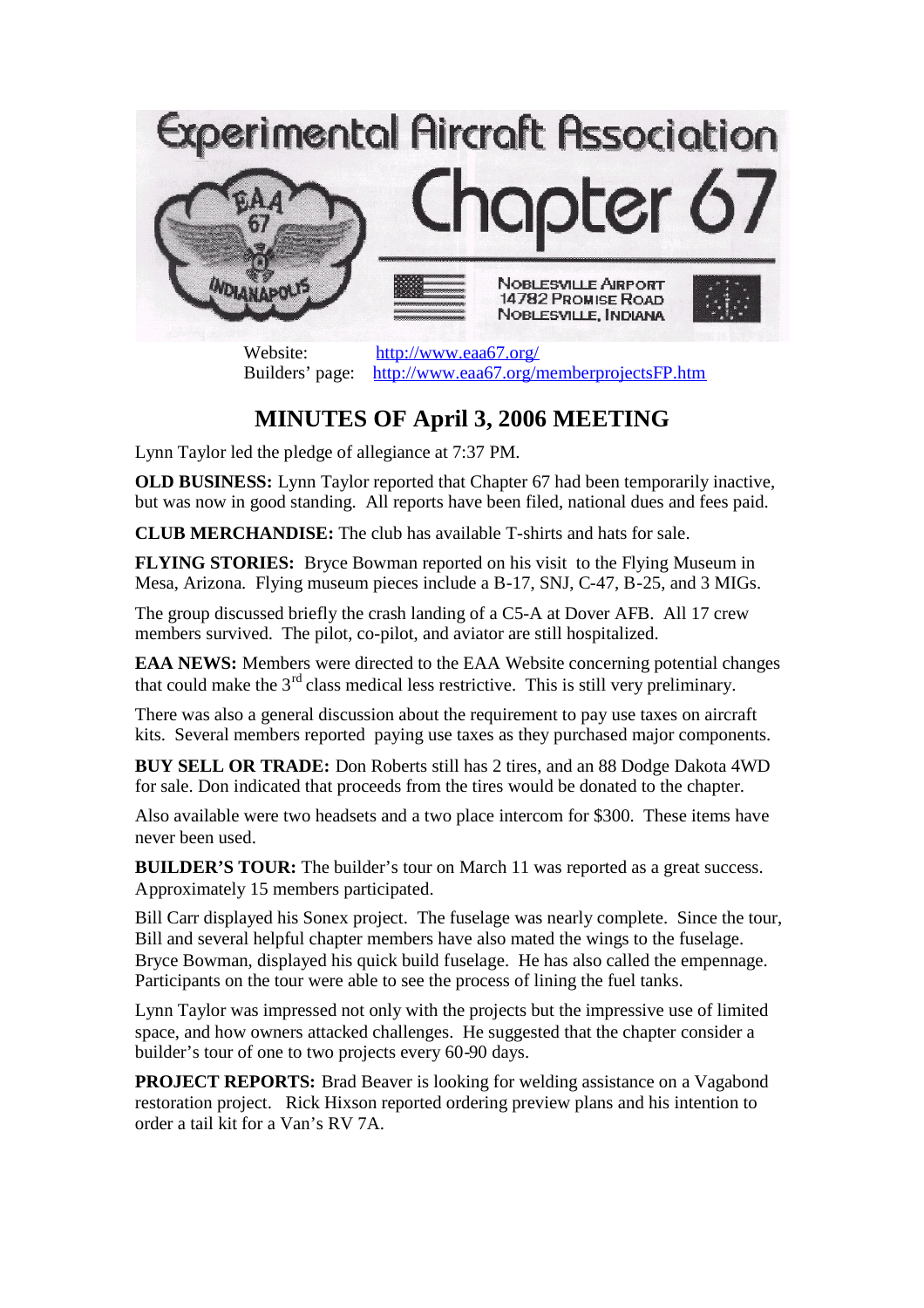# Experimental Aircraft Association Chapter 67

EAA 67 INDIANAPOLIS

NOBLESVILLE AIRPORT
14782 PROMISE ROAD
NOBLESVILLE, INDIANA

Website: http://www.eaa67.org/
Builders' page: http://www.eaa67.org/memberprojectsFP.htm

## MINUTES OF April 3, 2006 MEETING

Lynn Taylor led the pledge of allegiance at 7:37 PM.

**OLD BUSINESS:** Lynn Taylor reported that Chapter 67 had been temporarily inactive, but was now in good standing. All reports have been filed, national dues and fees paid.

**CLUB MERCHANDISE:** The club has available T-shirts and hats for sale.

**FLYING STORIES:** Bryce Bowman reported on his visit to the Flying Museum in Mesa, Arizona. Flying museum pieces include a B-17, SNJ, C-47, B-25, and 3 MIGs.

The group discussed briefly the crash landing of a C5-A at Dover AFB. All 17 crew members survived. The pilot, co-pilot, and aviator are still hospitalized.

**EAA NEWS:** Members were directed to the EAA Website concerning potential changes that could make the 3rd class medical less restrictive. This is still very preliminary.

There was also a general discussion about the requirement to pay use taxes on aircraft kits. Several members reported paying use taxes as they purchased major components.

**BUY SELL OR TRADE:** Don Roberts still has 2 tires, and an 88 Dodge Dakota 4WD for sale. Don indicated that proceeds from the tires would be donated to the chapter.

Also available were two headsets and a two place intercom for $300. These items have never been used.

**BUILDER'S TOUR:** The builder's tour on March 11 was reported as a great success. Approximately 15 members participated.

Bill Carr displayed his Sonex project. The fuselage was nearly complete. Since the tour, Bill and several helpful chapter members have also mated the wings to the fuselage. Bryce Bowman, displayed his quick build fuselage. He has also called the empennage. Participants on the tour were able to see the process of lining the fuel tanks.

Lynn Taylor was impressed not only with the projects but the impressive use of limited space, and how owners attacked challenges. He suggested that the chapter consider a builder's tour of one to two projects every 60-90 days.

**PROJECT REPORTS:** Brad Beaver is looking for welding assistance on a Vagabond restoration project. Rick Hixson reported ordering preview plans and his intention to order a tail kit for a Van's RV 7A.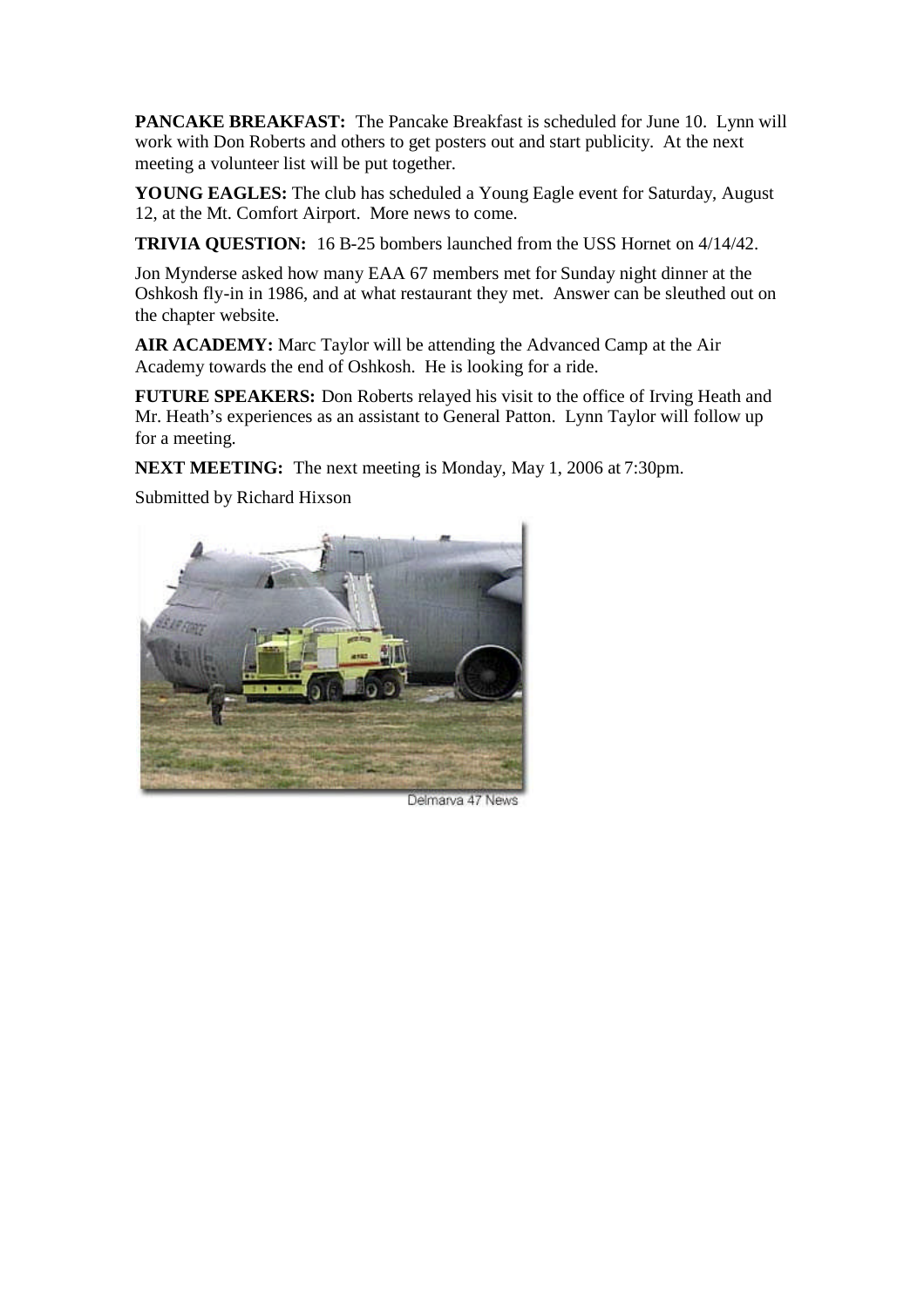**PANCAKE BREAKFAST:** The Pancake Breakfast is scheduled for June 10. Lynn will work with Don Roberts and others to get posters out and start publicity. At the next meeting a volunteer list will be put together.

**YOUNG EAGLES:** The club has scheduled a Young Eagle event for Saturday, August 12, at the Mt. Comfort Airport. More news to come.

**TRIVIA QUESTION:** 16 B-25 bombers launched from the USS Hornet on 4/14/42.

Jon Mynderse asked how many EAA 67 members met for Sunday night dinner at the Oshkosh fly-in in 1986, and at what restaurant they met. Answer can be sleuthed out on the chapter website.

**AIR ACADEMY:** Marc Taylor will be attending the Advanced Camp at the Air Academy towards the end of Oshkosh. He is looking for a ride.

**FUTURE SPEAKERS:** Don Roberts relayed his visit to the office of Irving Heath and Mr. Heath's experiences as an assistant to General Patton. Lynn Taylor will follow up for a meeting.

**NEXT MEETING:** The next meeting is Monday, May 1, 2006 at 7:30pm.

Submitted by Richard Hixson

Delmarva 47 News